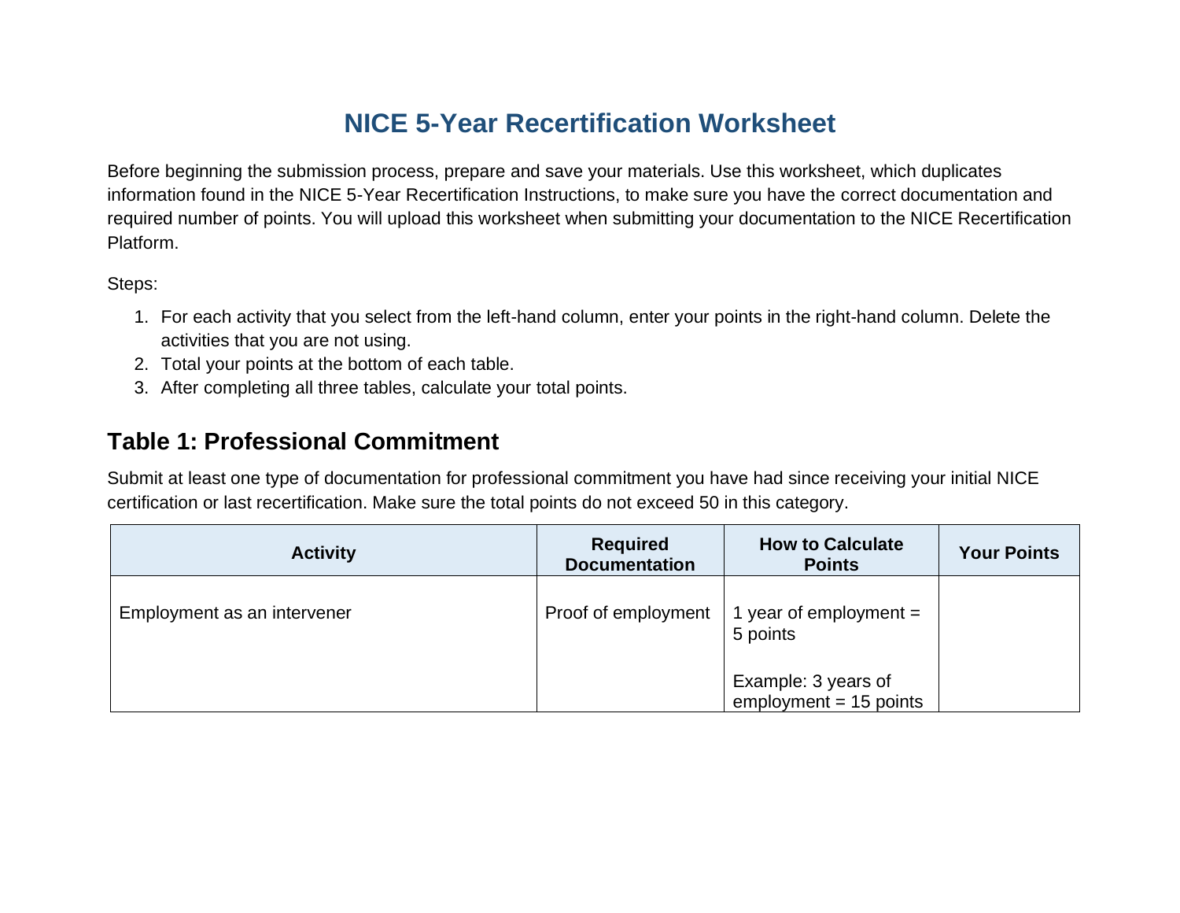# NICE 5-Year Recertification Worksheet

Before beginning the submission process, prepare and save your materials. Use this worksheet, which duplicates information found in the NICE 5-Year Recertification Instructions, to make sure you have the correct documentation and required number of points. You will upload this worksheet when submitting your documentation to the NICE Recertification Platform.

Steps:

1. For each activity that you select from the left-hand column, enter your points in the right-hand column. Delete the activities that you are not using.
2. Total your points at the bottom of each table.
3. After completing all three tables, calculate your total points.

## Table 1: Professional Commitment

Submit at least one type of documentation for professional commitment you have had since receiving your initial NICE certification or last recertification. Make sure the total points do not exceed 50 in this category.

| Activity | Required Documentation | How to Calculate Points | Your Points |
| --- | --- | --- | --- |
| Employment as an intervener | Proof of employment | 1 year of employment = 5 points<br><br>Example: 3 years of employment = 15 points | |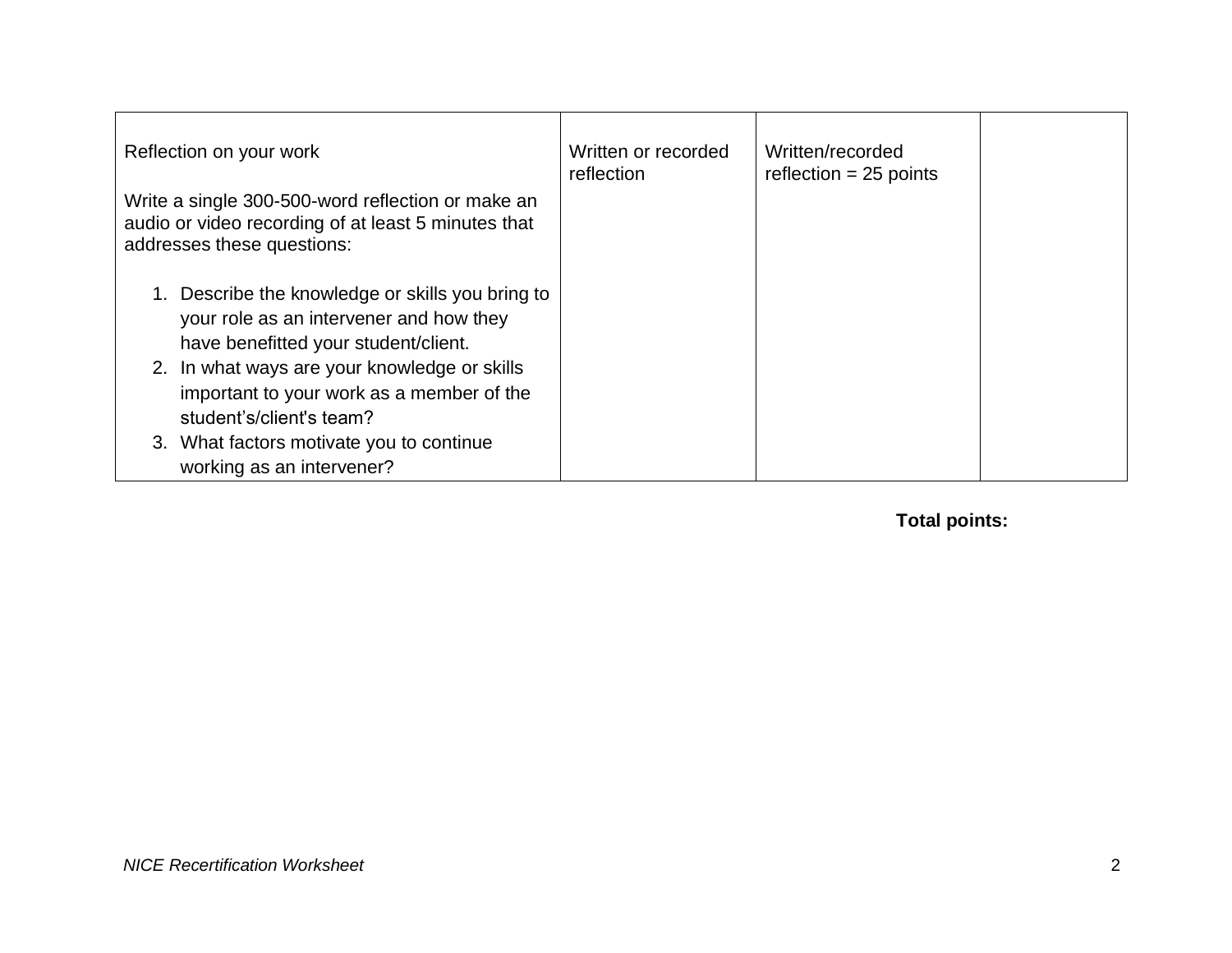| | | | |
|---|---|---|---|
| Reflection on your work<br><br>Write a single 300-500-word reflection or make an audio or video recording of at least 5 minutes that addresses these questions:<br><br>1. Describe the knowledge or skills you bring to your role as an intervener and how they have benefitted your student/client.<br>2. In what ways are your knowledge or skills important to your work as a member of the student's/client's team?<br>3. What factors motivate you to continue working as an intervener? | Written or recorded reflection | Written/recorded reflection = 25 points | |

**Total points:**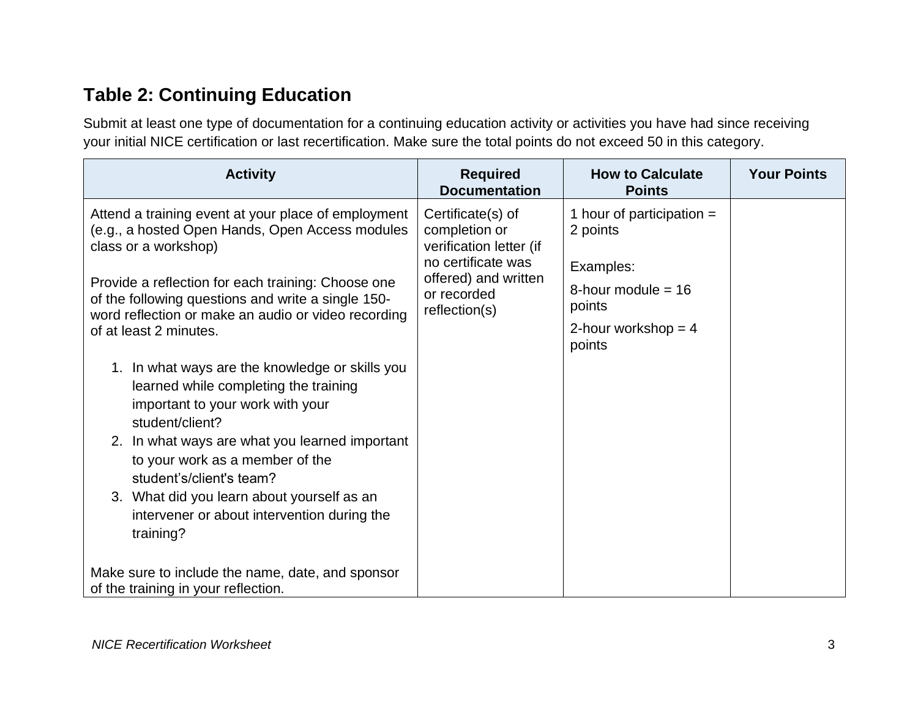## Table 2: Continuing Education

Submit at least one type of documentation for a continuing education activity or activities you have had since receiving your initial NICE certification or last recertification. Make sure the total points do not exceed 50 in this category.

| Activity | Required Documentation | How to Calculate Points | Your Points |
|---|---|---|---|
| Attend a training event at your place of employment (e.g., a hosted Open Hands, Open Access modules class or a workshop)<br><br>Provide a reflection for each training: Choose one of the following questions and write a single 150-word reflection or make an audio or video recording of at least 2 minutes.<br><br>1. In what ways are the knowledge or skills you learned while completing the training important to your work with your student/client?<br>2. In what ways are what you learned important to your work as a member of the student's/client's team?<br>3. What did you learn about yourself as an intervener or about intervention during the training?<br><br>Make sure to include the name, date, and sponsor of the training in your reflection. | Certificate(s) of completion or verification letter (if no certificate was offered) and written or recorded reflection(s) | 1 hour of participation = 2 points<br><br>Examples:<br><br>8-hour module = 16 points<br><br>2-hour workshop = 4 points | |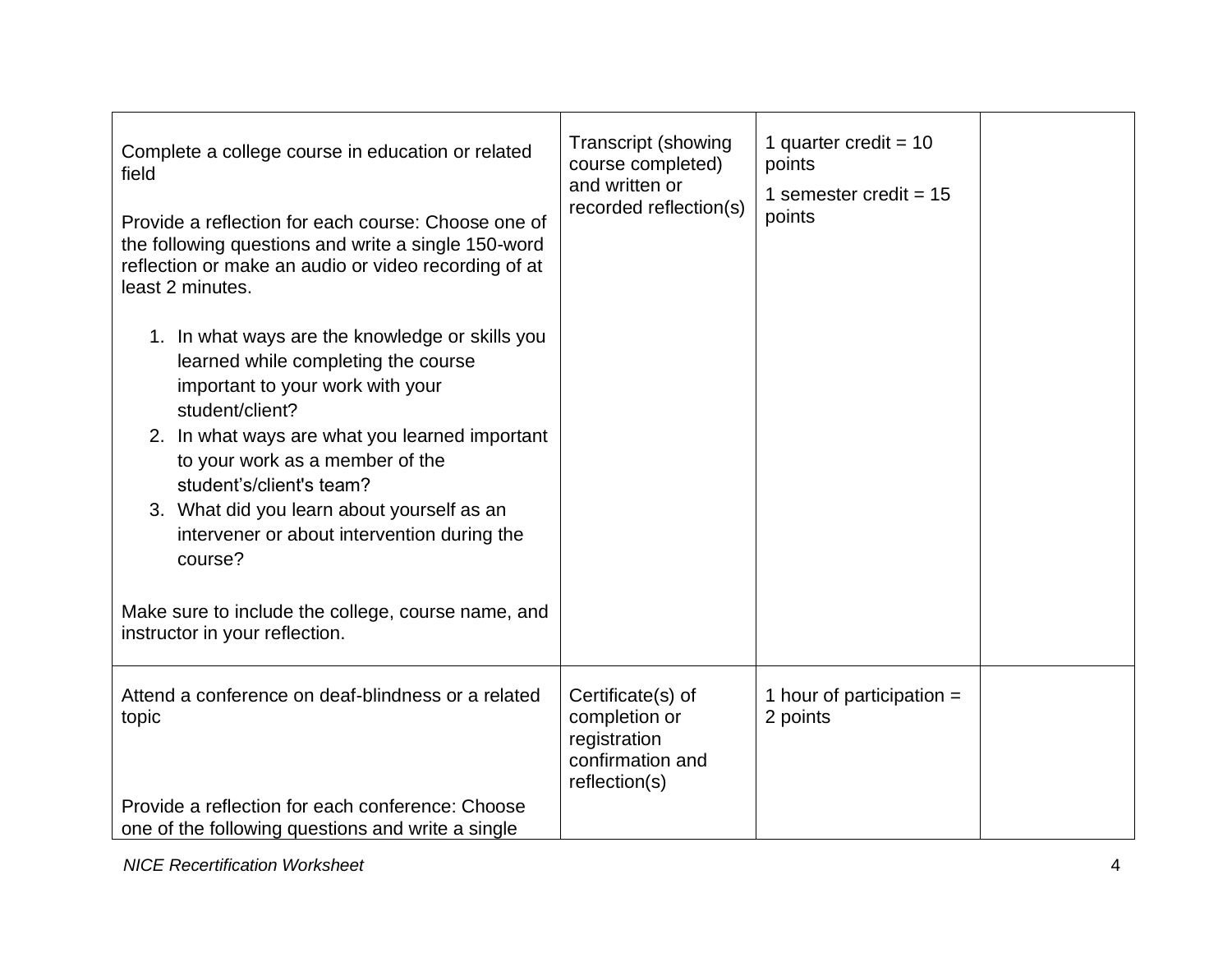| | | | |
|---|---|---|---|
| Complete a college course in education or related field<br><br>Provide a reflection for each course: Choose one of the following questions and write a single 150-word reflection or make an audio or video recording of at least 2 minutes.<br><br>1. In what ways are the knowledge or skills you learned while completing the course important to your work with your student/client?<br>2. In what ways are what you learned important to your work as a member of the student's/client's team?<br>3. What did you learn about yourself as an intervener or about intervention during the course?<br><br>Make sure to include the college, course name, and instructor in your reflection. | Transcript (showing course completed) and written or recorded reflection(s) | 1 quarter credit = 10 points<br><br>1 semester credit = 15 points | |
| Attend a conference on deaf-blindness or a related topic<br><br>Provide a reflection for each conference: Choose one of the following questions and write a single | Certificate(s) of completion or registration confirmation and reflection(s) | 1 hour of participation = 2 points | |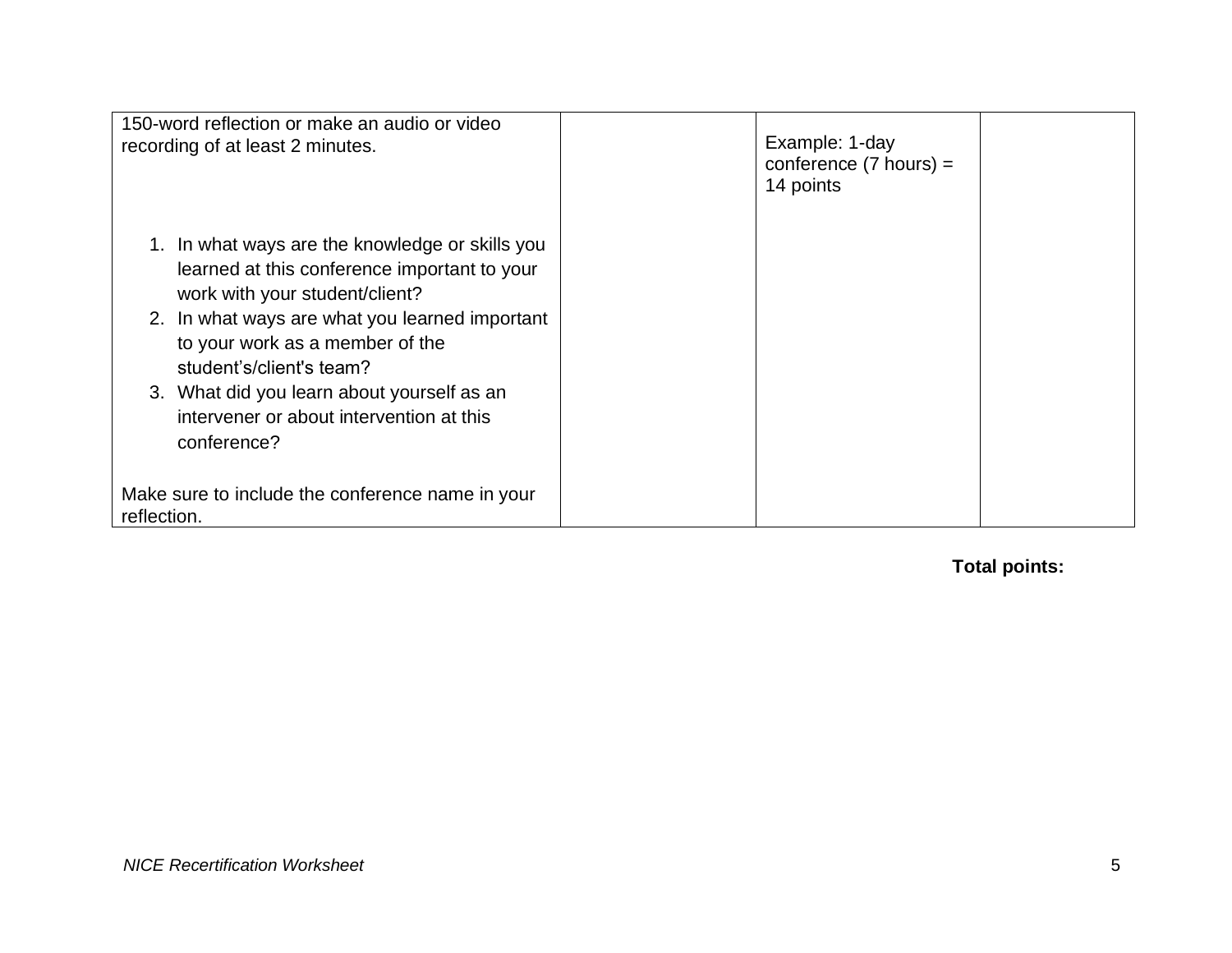| | | | |
|---|---|---|---|
| 150-word reflection or make an audio or video recording of at least 2 minutes.<br><br>1. In what ways are the knowledge or skills you learned at this conference important to your work with your student/client?<br>2. In what ways are what you learned important to your work as a member of the student's/client's team?<br>3. What did you learn about yourself as an intervener or about intervention at this conference?<br><br>Make sure to include the conference name in your reflection. | | Example: 1-day conference (7 hours) = 14 points | |

**Total points:**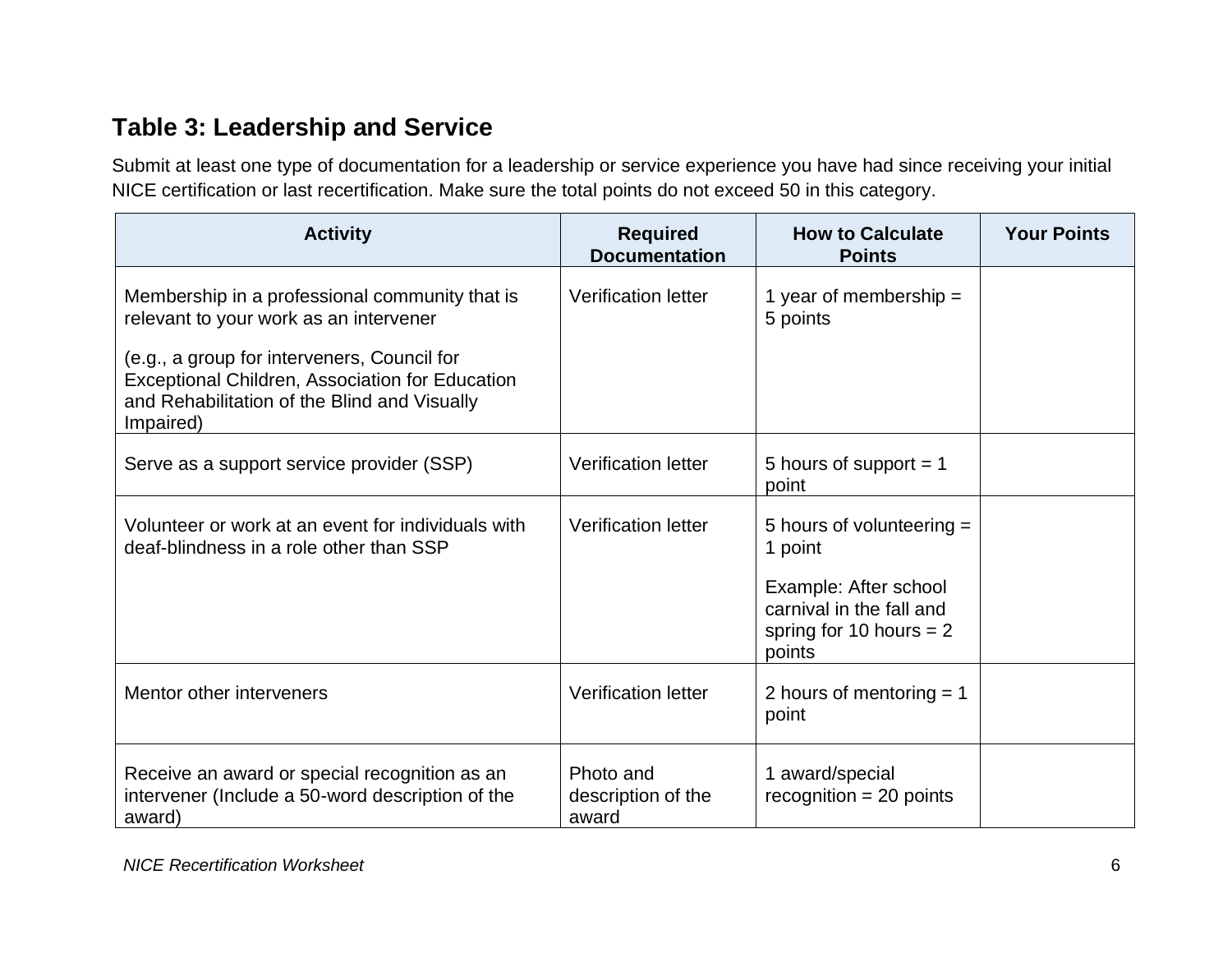## Table 3: Leadership and Service

Submit at least one type of documentation for a leadership or service experience you have had since receiving your initial NICE certification or last recertification. Make sure the total points do not exceed 50 in this category.

| Activity | Required Documentation | How to Calculate Points | Your Points |
| --- | --- | --- | --- |
| Membership in a professional community that is relevant to your work as an intervener<br><br>(e.g., a group for interveners, Council for Exceptional Children, Association for Education and Rehabilitation of the Blind and Visually Impaired) | Verification letter | 1 year of membership = 5 points | |
| Serve as a support service provider (SSP) | Verification letter | 5 hours of support = 1 point | |
| Volunteer or work at an event for individuals with deaf-blindness in a role other than SSP | Verification letter | 5 hours of volunteering = 1 point<br><br>Example: After school carnival in the fall and spring for 10 hours = 2 points | |
| Mentor other interveners | Verification letter | 2 hours of mentoring = 1 point | |
| Receive an award or special recognition as an intervener (Include a 50-word description of the award) | Photo and description of the award | 1 award/special recognition = 20 points | |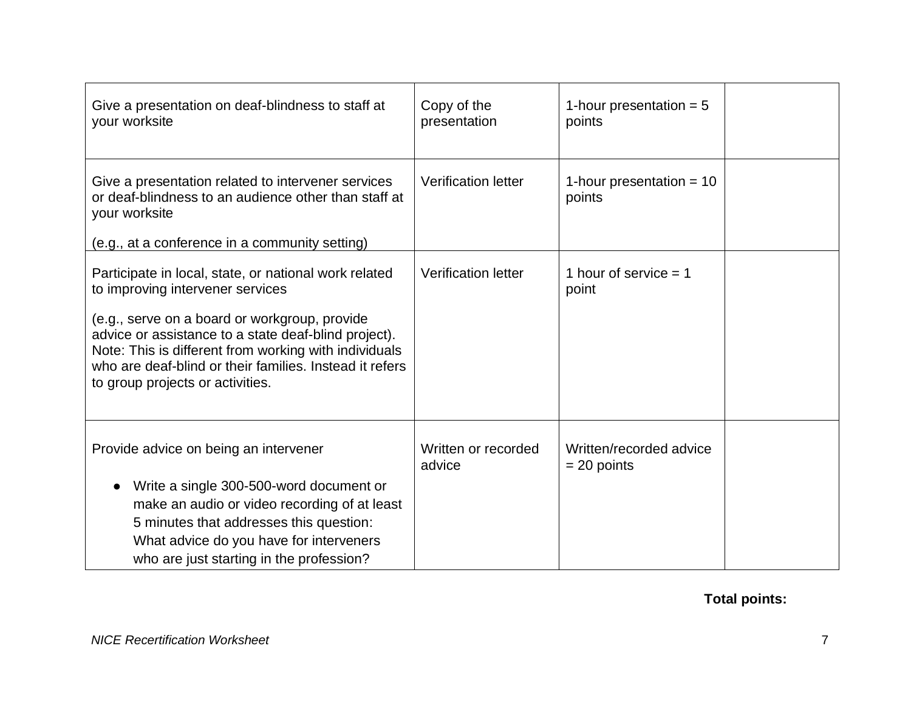| | | | |
|---|---|---|---|
| Give a presentation on deaf-blindness to staff at your worksite | Copy of the presentation | 1-hour presentation = 5 points | |
| Give a presentation related to intervener services or deaf-blindness to an audience other than staff at your worksite<br><br>(e.g., at a conference in a community setting) | Verification letter | 1-hour presentation = 10 points | |
| Participate in local, state, or national work related to improving intervener services<br><br>(e.g., serve on a board or workgroup, provide advice or assistance to a state deaf-blind project). Note: This is different from working with individuals who are deaf-blind or their families. Instead it refers to group projects or activities. | Verification letter | 1 hour of service = 1 point | |
| Provide advice on being an intervener<br><br>● Write a single 300-500-word document or make an audio or video recording of at least 5 minutes that addresses this question: What advice do you have for interveners who are just starting in the profession? | Written or recorded advice | Written/recorded advice = 20 points | |

**Total points:**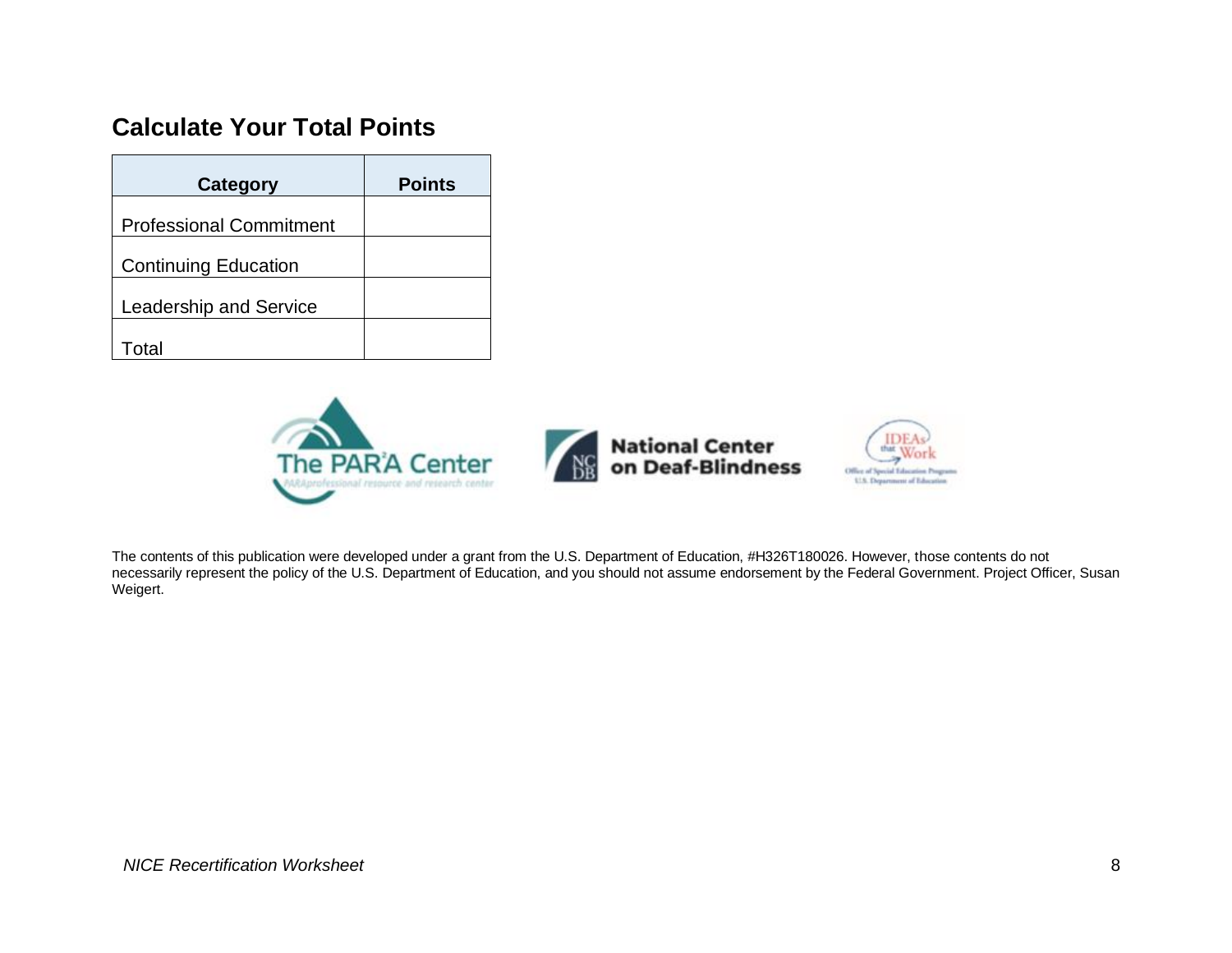## Calculate Your Total Points

| Category | Points |
| --- | --- |
| Professional Commitment | |
| Continuing Education | |
| Leadership and Service | |
| Total | |

The contents of this publication were developed under a grant from the U.S. Department of Education, #H326T180026. However, those contents do not necessarily represent the policy of the U.S. Department of Education, and you should not assume endorsement by the Federal Government. Project Officer, Susan Weigert.